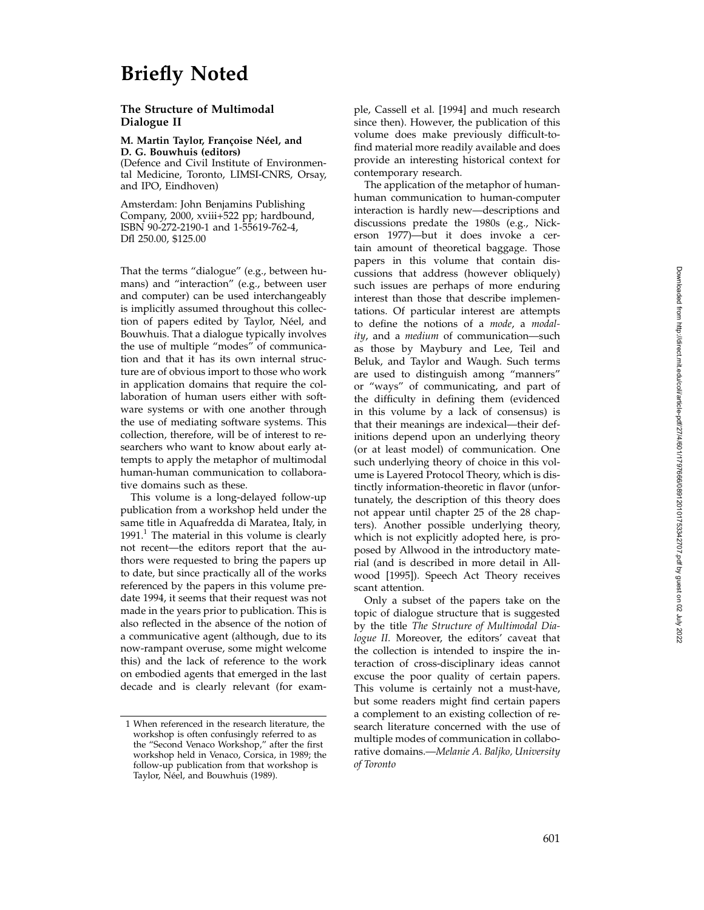# Briefly Noted

## The Structure of Multimodal Dialogue II

**M. Martin Taylor, Françoise Néel, and D. G. Bouwhuis (editors)**
(Defence and Civil Institute of Environmental Medicine, Toronto, LIMSI-CNRS, Orsay, and IPO, Eindhoven)

Amsterdam: John Benjamins Publishing Company, 2000, xviii+522 pp; hardbound, ISBN 90-272-2190-1 and 1-55619-762-4, Dfl 250.00, $125.00

That the terms "dialogue" (e.g., between humans) and "interaction" (e.g., between user and computer) can be used interchangeably is implicitly assumed throughout this collection of papers edited by Taylor, Néel, and Bouwhuis. That a dialogue typically involves the use of multiple "modes" of communication and that it has its own internal structure are of obvious import to those who work in application domains that require the collaboration of human users either with software systems or with one another through the use of mediating software systems. This collection, therefore, will be of interest to researchers who want to know about early attempts to apply the metaphor of multimodal human-human communication to collaborative domains such as these.

This volume is a long-delayed follow-up publication from a workshop held under the same title in Aquafredda di Maratea, Italy, in 1991.[1] The material in this volume is clearly not recent—the editors report that the authors were requested to bring the papers up to date, but since practically all of the works referenced by the papers in this volume predate 1994, it seems that their request was not made in the years prior to publication. This is also reflected in the absence of the notion of a communicative agent (although, due to its now-rampant overuse, some might welcome this) and the lack of reference to the work on embodied agents that emerged in the last decade and is clearly relevant (for example, Cassell et al. [1994] and much research since then). However, the publication of this volume does make previously difficult-to-find material more readily available and does provide an interesting historical context for contemporary research.

The application of the metaphor of human-human communication to human-computer interaction is hardly new—descriptions and discussions predate the 1980s (e.g., Nickerson 1977)—but it does invoke a certain amount of theoretical baggage. Those papers in this volume that contain discussions that address (however obliquely) such issues are perhaps of more enduring interest than those that describe implementations. Of particular interest are attempts to define the notions of a *mode*, a *modality*, and a *medium* of communication—such as those by Maybury and Lee, Teil and Beluk, and Taylor and Waugh. Such terms are used to distinguish among "manners" or "ways" of communicating, and part of the difficulty in defining them (evidenced in this volume by a lack of consensus) is that their meanings are indexical—their definitions depend upon an underlying theory (or at least model) of communication. One such underlying theory of choice in this volume is Layered Protocol Theory, which is distinctly information-theoretic in flavor (unfortunately, the description of this theory does not appear until chapter 25 of the 28 chapters). Another possible underlying theory, which is not explicitly adopted here, is proposed by Allwood in the introductory material (and is described in more detail in Allwood [1995]). Speech Act Theory receives scant attention.

Only a subset of the papers take on the topic of dialogue structure that is suggested by the title *The Structure of Multimodal Dialogue II*. Moreover, the editors' caveat that the collection is intended to inspire the interaction of cross-disciplinary ideas cannot excuse the poor quality of certain papers. This volume is certainly not a must-have, but some readers might find certain papers a complement to an existing collection of research literature concerned with the use of multiple modes of communication in collaborative domains.—*Melanie A. Baljko, University of Toronto*

---

[1] When referenced in the research literature, the workshop is often confusingly referred to as the "Second Venaco Workshop," after the first workshop held in Venaco, Corsica, in 1989; the follow-up publication from that workshop is Taylor, Néel, and Bouwhuis (1989).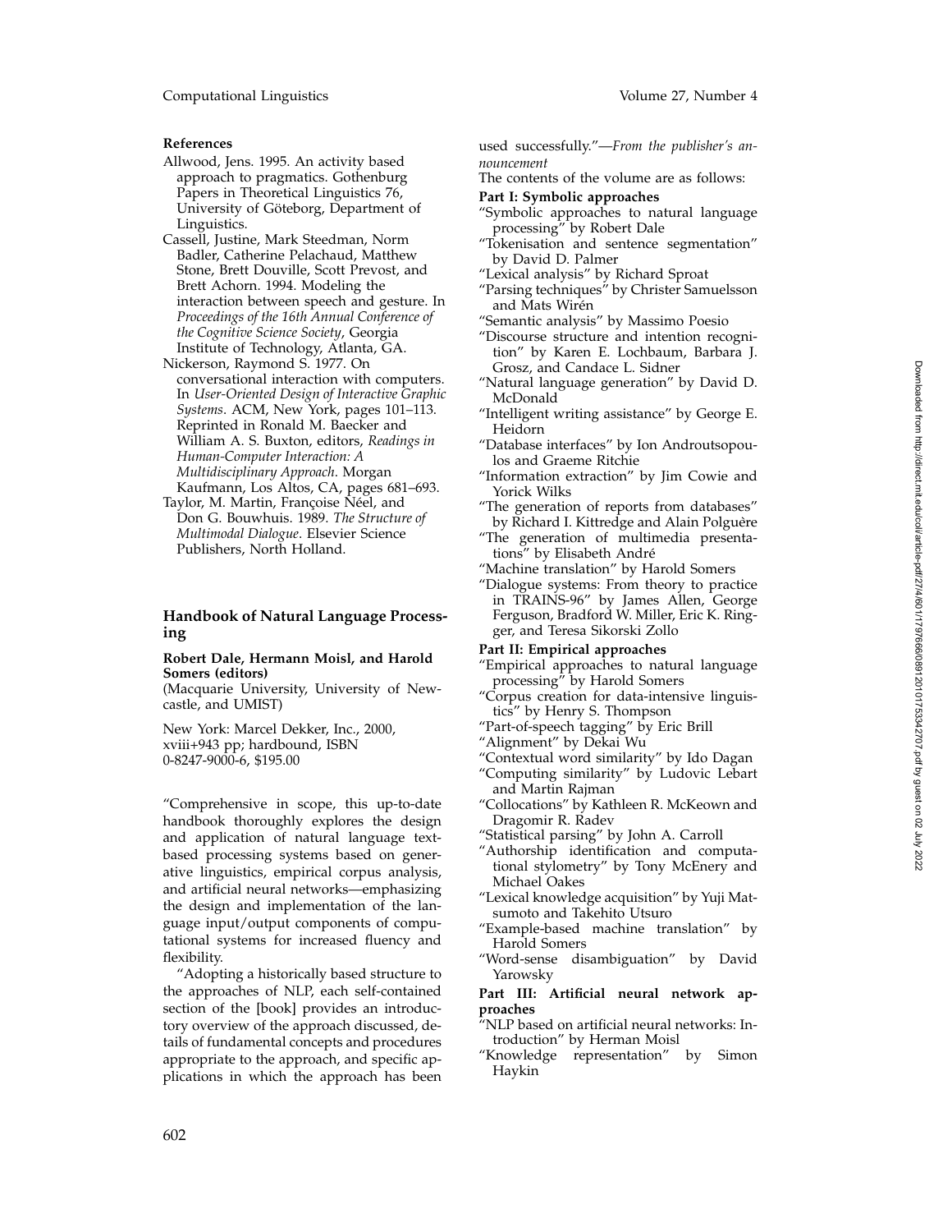**References**

Allwood, Jens. 1995. An activity based approach to pragmatics. Gothenburg Papers in Theoretical Linguistics 76, University of Göteborg, Department of Linguistics.

Cassell, Justine, Mark Steedman, Norm Badler, Catherine Pelachaud, Matthew Stone, Brett Douville, Scott Prevost, and Brett Achorn. 1994. Modeling the interaction between speech and gesture. In *Proceedings of the 16th Annual Conference of the Cognitive Science Society*, Georgia Institute of Technology, Atlanta, GA.

Nickerson, Raymond S. 1977. On conversational interaction with computers. In *User-Oriented Design of Interactive Graphic Systems*. ACM, New York, pages 101–113. Reprinted in Ronald M. Baecker and William A. S. Buxton, editors, *Readings in Human-Computer Interaction: A Multidisciplinary Approach*. Morgan Kaufmann, Los Altos, CA, pages 681–693.

Taylor, M. Martin, Françoise Néel, and Don G. Bouwhuis. 1989. *The Structure of Multimodal Dialogue*. Elsevier Science Publishers, North Holland.

## Handbook of Natural Language Processing

**Robert Dale, Hermann Moisl, and Harold Somers (editors)**
(Macquarie University, University of Newcastle, and UMIST)

New York: Marcel Dekker, Inc., 2000, xviii+943 pp; hardbound, ISBN 0-8247-9000-6, $195.00

"Comprehensive in scope, this up-to-date handbook thoroughly explores the design and application of natural language text-based processing systems based on generative linguistics, empirical corpus analysis, and artificial neural networks—emphasizing the design and implementation of the language input/output components of computational systems for increased fluency and flexibility.

"Adopting a historically based structure to the approaches of NLP, each self-contained section of the [book] provides an introductory overview of the approach discussed, details of fundamental concepts and procedures appropriate to the approach, and specific applications in which the approach has been used successfully."—*From the publisher's announcement*

The contents of the volume are as follows:

**Part I: Symbolic approaches**

"Symbolic approaches to natural language processing" by Robert Dale
"Tokenisation and sentence segmentation" by David D. Palmer
"Lexical analysis" by Richard Sproat
"Parsing techniques" by Christer Samuelsson and Mats Wirén
"Semantic analysis" by Massimo Poesio
"Discourse structure and intention recognition" by Karen E. Lochbaum, Barbara J. Grosz, and Candace L. Sidner
"Natural language generation" by David D. McDonald
"Intelligent writing assistance" by George E. Heidorn
"Database interfaces" by Ion Androutsopoulos and Graeme Ritchie
"Information extraction" by Jim Cowie and Yorick Wilks
"The generation of reports from databases" by Richard I. Kittredge and Alain Polguère
"The generation of multimedia presentations" by Elisabeth André
"Machine translation" by Harold Somers
"Dialogue systems: From theory to practice in TRAINS-96" by James Allen, George Ferguson, Bradford W. Miller, Eric K. Ringger, and Teresa Sikorski Zollo

**Part II: Empirical approaches**

"Empirical approaches to natural language processing" by Harold Somers
"Corpus creation for data-intensive linguistics" by Henry S. Thompson
"Part-of-speech tagging" by Eric Brill
"Alignment" by Dekai Wu
"Contextual word similarity" by Ido Dagan
"Computing similarity" by Ludovic Lebart and Martin Rajman
"Collocations" by Kathleen R. McKeown and Dragomir R. Radev
"Statistical parsing" by John A. Carroll
"Authorship identification and computational stylometry" by Tony McEnery and Michael Oakes
"Lexical knowledge acquisition" by Yuji Matsumoto and Takehito Utsuro
"Example-based machine translation" by Harold Somers
"Word-sense disambiguation" by David Yarowsky

**Part III: Artificial neural network approaches**

"NLP based on artificial neural networks: Introduction" by Herman Moisl
"Knowledge representation" by Simon Haykin